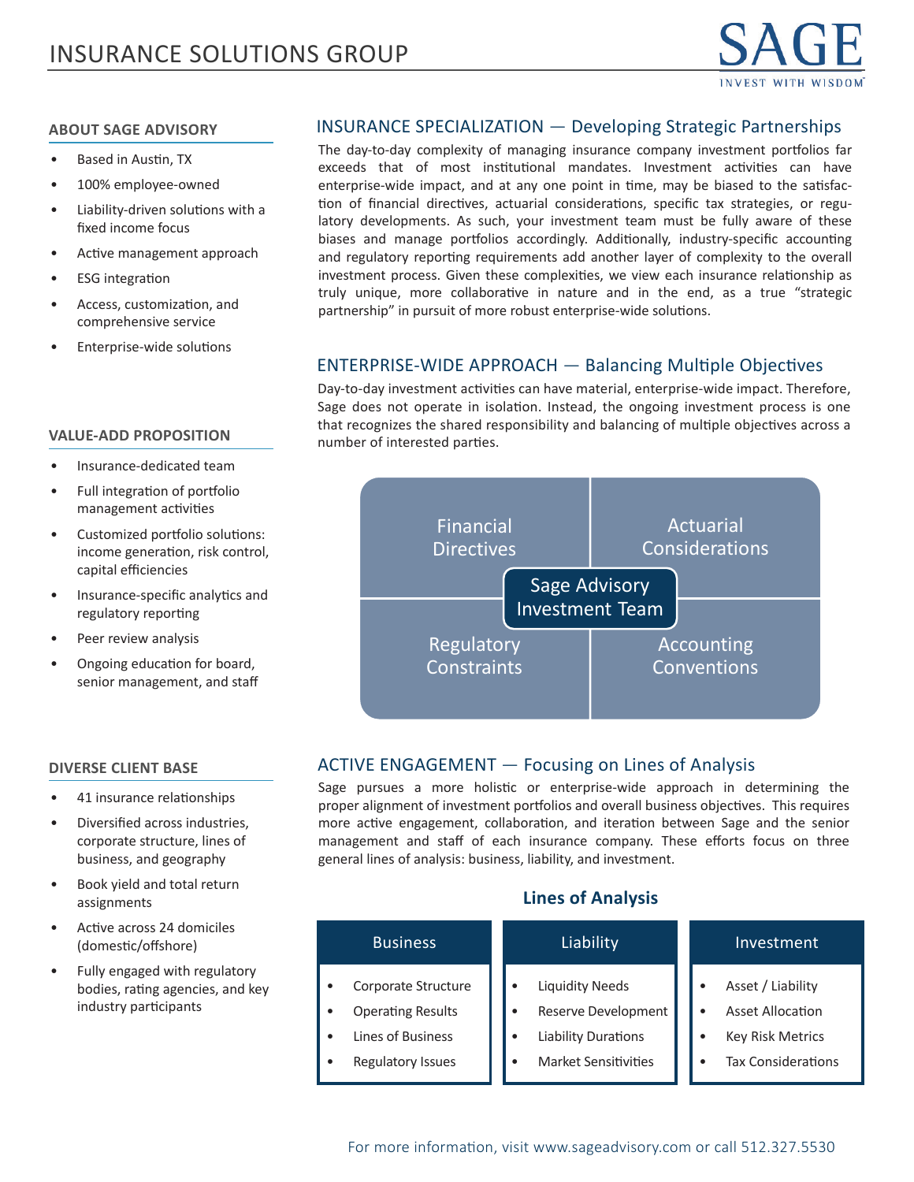# INSURANCE SOLUTIONS GROUP

SAGE
INVEST WITH WISDOM

## ABOUT SAGE ADVISORY

- Based in Austin, TX
- 100% employee-owned
- Liability-driven solutions with a fixed income focus
- Active management approach
- ESG integration
- Access, customization, and comprehensive service
- Enterprise-wide solutions

## VALUE-ADD PROPOSITION

- Insurance-dedicated team
- Full integration of portfolio management activities
- Customized portfolio solutions: income generation, risk control, capital efficiencies
- Insurance-specific analytics and regulatory reporting
- Peer review analysis
- Ongoing education for board, senior management, and staff

## DIVERSE CLIENT BASE

- 41 insurance relationships
- Diversified across industries, corporate structure, lines of business, and geography
- Book yield and total return assignments
- Active across 24 domiciles (domestic/offshore)
- Fully engaged with regulatory bodies, rating agencies, and key industry participants

## INSURANCE SPECIALIZATION — Developing Strategic Partnerships

The day-to-day complexity of managing insurance company investment portfolios far exceeds that of most institutional mandates. Investment activities can have enterprise-wide impact, and at any one point in time, may be biased to the satisfaction of financial directives, actuarial considerations, specific tax strategies, or regulatory developments. As such, your investment team must be fully aware of these biases and manage portfolios accordingly. Additionally, industry-specific accounting and regulatory reporting requirements add another layer of complexity to the overall investment process. Given these complexities, we view each insurance relationship as truly unique, more collaborative in nature and in the end, as a true "strategic partnership" in pursuit of more robust enterprise-wide solutions.

## ENTERPRISE-WIDE APPROACH — Balancing Multiple Objectives

Day-to-day investment activities can have material, enterprise-wide impact. Therefore, Sage does not operate in isolation. Instead, the ongoing investment process is one that recognizes the shared responsibility and balancing of multiple objectives across a number of interested parties.

| Financial Directives | Actuarial Considerations |
|---|---|
| Regulatory Constraints | Accounting Conventions |

Center: Sage Advisory Investment Team

## ACTIVE ENGAGEMENT — Focusing on Lines of Analysis

Sage pursues a more holistic or enterprise-wide approach in determining the proper alignment of investment portfolios and overall business objectives. This requires more active engagement, collaboration, and iteration between Sage and the senior management and staff of each insurance company. These efforts focus on three general lines of analysis: business, liability, and investment.

### Lines of Analysis

| Business | Liability | Investment |
|---|---|---|
| Corporate Structure | Liquidity Needs | Asset / Liability |
| Operating Results | Reserve Development | Asset Allocation |
| Lines of Business | Liability Durations | Key Risk Metrics |
| Regulatory Issues | Market Sensitivities | Tax Considerations |

For more information, visit www.sageadvisory.com or call 512.327.5530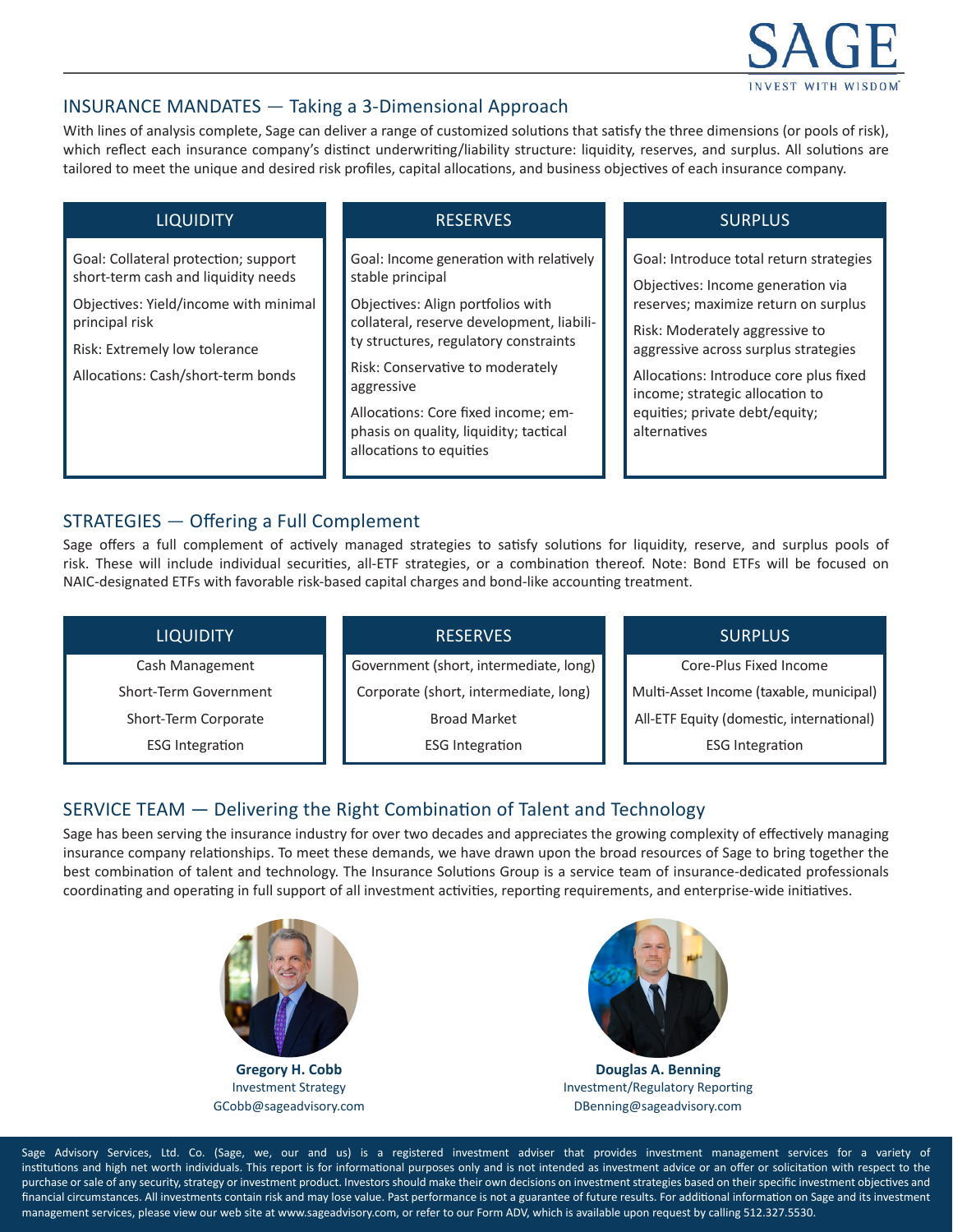## INSURANCE MANDATES — Taking a 3-Dimensional Approach

With lines of analysis complete, Sage can deliver a range of customized solutions that satisfy the three dimensions (or pools of risk), which reflect each insurance company's distinct underwriting/liability structure: liquidity, reserves, and surplus. All solutions are tailored to meet the unique and desired risk profiles, capital allocations, and business objectives of each insurance company.

| LIQUIDITY | RESERVES | SURPLUS |
|---|---|---|
| Goal: Collateral protection; support short-term cash and liquidity needs | Goal: Income generation with relatively stable principal | Goal: Introduce total return strategies |
| Objectives: Yield/income with minimal principal risk | Objectives: Align portfolios with collateral, reserve development, liability structures, regulatory constraints | Objectives: Income generation via reserves; maximize return on surplus |
| Risk: Extremely low tolerance | Risk: Conservative to moderately aggressive | Risk: Moderately aggressive to aggressive across surplus strategies |
| Allocations: Cash/short-term bonds | Allocations: Core fixed income; emphasis on quality, liquidity; tactical allocations to equities | Allocations: Introduce core plus fixed income; strategic allocation to equities; private debt/equity; alternatives |

## STRATEGIES — Offering a Full Complement

Sage offers a full complement of actively managed strategies to satisfy solutions for liquidity, reserve, and surplus pools of risk. These will include individual securities, all-ETF strategies, or a combination thereof. Note: Bond ETFs will be focused on NAIC-designated ETFs with favorable risk-based capital charges and bond-like accounting treatment.

| LIQUIDITY | RESERVES | SURPLUS |
|---|---|---|
| Cash Management | Government (short, intermediate, long) | Core-Plus Fixed Income |
| Short-Term Government | Corporate (short, intermediate, long) | Multi-Asset Income (taxable, municipal) |
| Short-Term Corporate | Broad Market | All-ETF Equity (domestic, international) |
| ESG Integration | ESG Integration | ESG Integration |

## SERVICE TEAM — Delivering the Right Combination of Talent and Technology

Sage has been serving the insurance industry for over two decades and appreciates the growing complexity of effectively managing insurance company relationships. To meet these demands, we have drawn upon the broad resources of Sage to bring together the best combination of talent and technology. The Insurance Solutions Group is a service team of insurance-dedicated professionals coordinating and operating in full support of all investment activities, reporting requirements, and enterprise-wide initiatives.

**Gregory H. Cobb**
Investment Strategy
GCobb@sageadvisory.com

**Douglas A. Benning**
Investment/Regulatory Reporting
DBenning@sageadvisory.com

Sage Advisory Services, Ltd. Co. (Sage, we, our and us) is a registered investment adviser that provides investment management services for a variety of institutions and high net worth individuals. This report is for informational purposes only and is not intended as investment advice or an offer or solicitation with respect to the purchase or sale of any security, strategy or investment product. Investors should make their own decisions on investment strategies based on their specific investment objectives and financial circumstances. All investments contain risk and may lose value. Past performance is not a guarantee of future results. For additional information on Sage and its investment management services, please view our web site at www.sageadvisory.com, or refer to our Form ADV, which is available upon request by calling 512.327.5530.